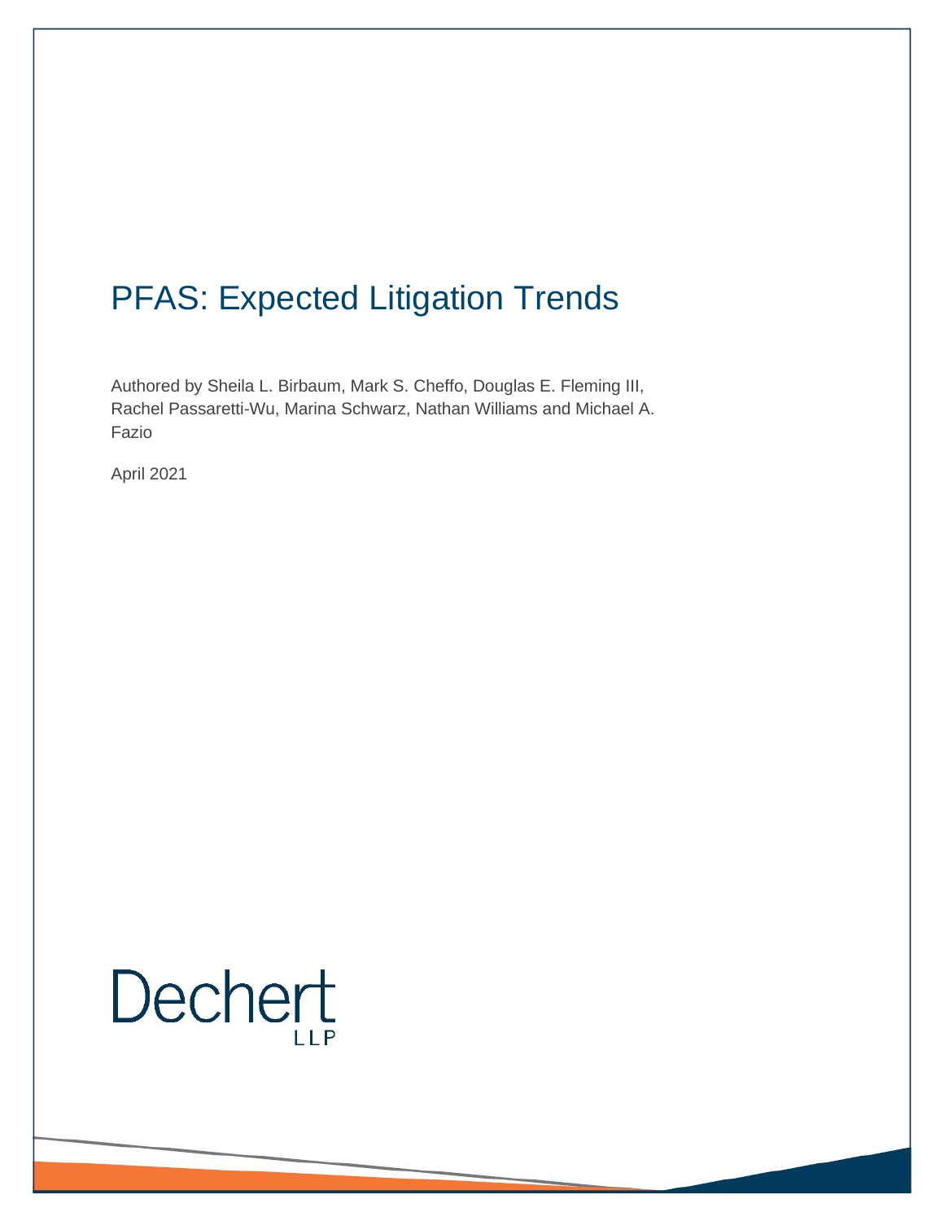# PFAS: Expected Litigation Trends

Authored by Sheila L. Birbaum, Mark S. Cheffo, Douglas E. Fleming III, Rachel Passaretti-Wu, Marina Schwarz, Nathan Williams and Michael A. Fazio

April 2021

Dechert LLP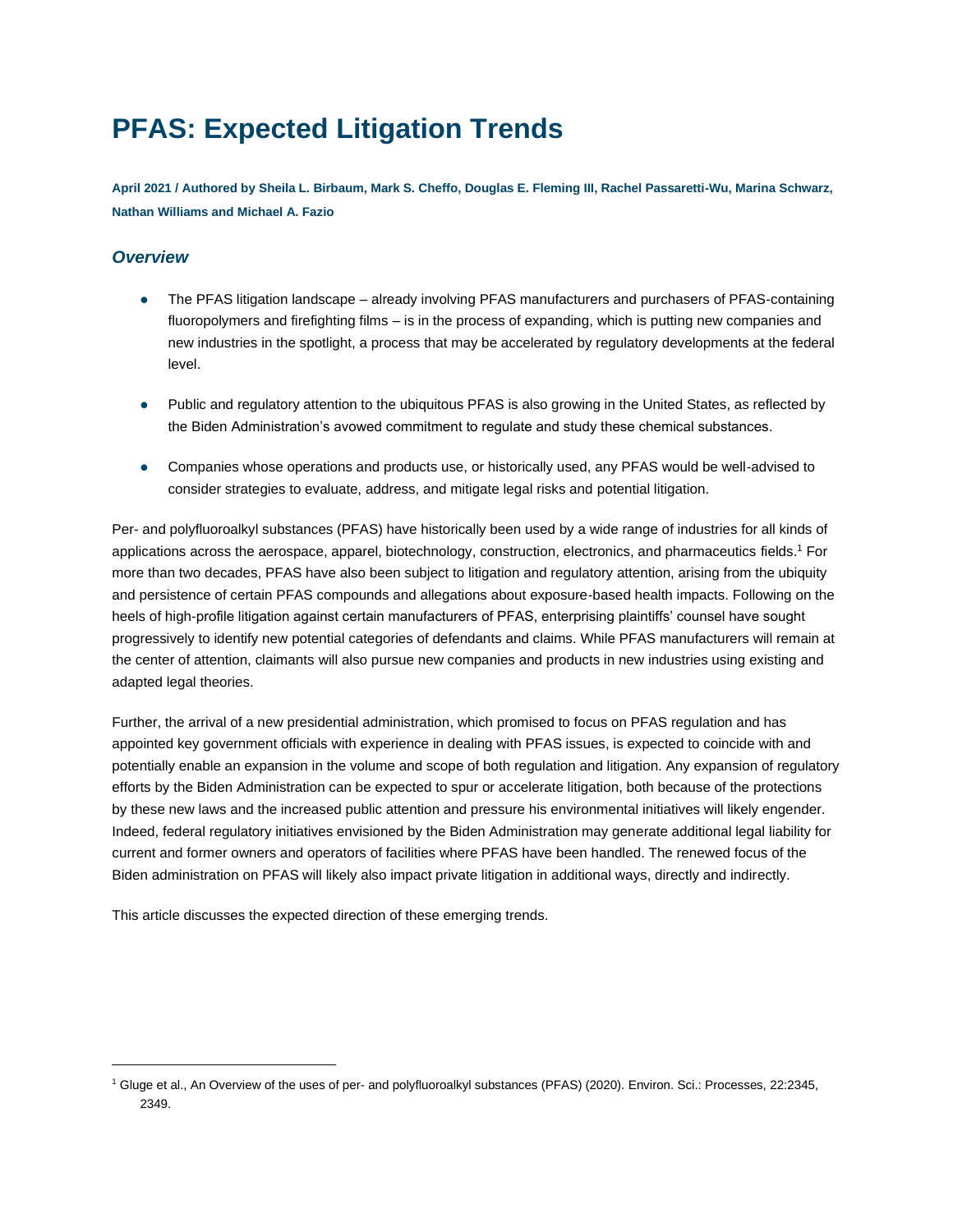# PFAS: Expected Litigation Trends

**April 2021 / Authored by Sheila L. Birbaum, Mark S. Cheffo, Douglas E. Fleming III, Rachel Passaretti-Wu, Marina Schwarz, Nathan Williams and Michael A. Fazio**

## *Overview*

- The PFAS litigation landscape – already involving PFAS manufacturers and purchasers of PFAS-containing fluoropolymers and firefighting films – is in the process of expanding, which is putting new companies and new industries in the spotlight, a process that may be accelerated by regulatory developments at the federal level.
- Public and regulatory attention to the ubiquitous PFAS is also growing in the United States, as reflected by the Biden Administration's avowed commitment to regulate and study these chemical substances.
- Companies whose operations and products use, or historically used, any PFAS would be well-advised to consider strategies to evaluate, address, and mitigate legal risks and potential litigation.

Per- and polyfluoroalkyl substances (PFAS) have historically been used by a wide range of industries for all kinds of applications across the aerospace, apparel, biotechnology, construction, electronics, and pharmaceutics fields.[1] For more than two decades, PFAS have also been subject to litigation and regulatory attention, arising from the ubiquity and persistence of certain PFAS compounds and allegations about exposure-based health impacts. Following on the heels of high-profile litigation against certain manufacturers of PFAS, enterprising plaintiffs' counsel have sought progressively to identify new potential categories of defendants and claims. While PFAS manufacturers will remain at the center of attention, claimants will also pursue new companies and products in new industries using existing and adapted legal theories.

Further, the arrival of a new presidential administration, which promised to focus on PFAS regulation and has appointed key government officials with experience in dealing with PFAS issues, is expected to coincide with and potentially enable an expansion in the volume and scope of both regulation and litigation. Any expansion of regulatory efforts by the Biden Administration can be expected to spur or accelerate litigation, both because of the protections by these new laws and the increased public attention and pressure his environmental initiatives will likely engender. Indeed, federal regulatory initiatives envisioned by the Biden Administration may generate additional legal liability for current and former owners and operators of facilities where PFAS have been handled. The renewed focus of the Biden administration on PFAS will likely also impact private litigation in additional ways, directly and indirectly.

This article discusses the expected direction of these emerging trends.

---

[1] Gluge et al., An Overview of the uses of per- and polyfluoroalkyl substances (PFAS) (2020). Environ. Sci.: Processes, 22:2345, 2349.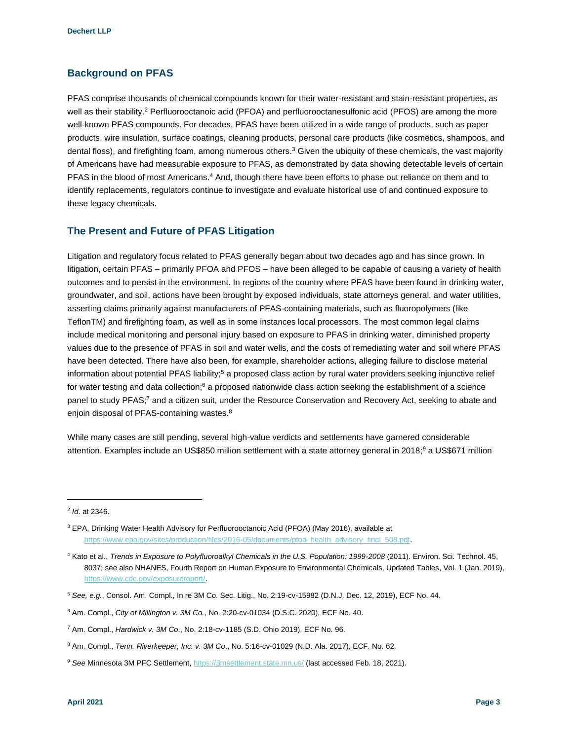## Background on PFAS

PFAS comprise thousands of chemical compounds known for their water-resistant and stain-resistant properties, as well as their stability.[2] Perfluorooctanoic acid (PFOA) and perfluorooctanesulfonic acid (PFOS) are among the more well-known PFAS compounds. For decades, PFAS have been utilized in a wide range of products, such as paper products, wire insulation, surface coatings, cleaning products, personal care products (like cosmetics, shampoos, and dental floss), and firefighting foam, among numerous others.[3] Given the ubiquity of these chemicals, the vast majority of Americans have had measurable exposure to PFAS, as demonstrated by data showing detectable levels of certain PFAS in the blood of most Americans.[4] And, though there have been efforts to phase out reliance on them and to identify replacements, regulators continue to investigate and evaluate historical use of and continued exposure to these legacy chemicals.

## The Present and Future of PFAS Litigation

Litigation and regulatory focus related to PFAS generally began about two decades ago and has since grown. In litigation, certain PFAS – primarily PFOA and PFOS – have been alleged to be capable of causing a variety of health outcomes and to persist in the environment. In regions of the country where PFAS have been found in drinking water, groundwater, and soil, actions have been brought by exposed individuals, state attorneys general, and water utilities, asserting claims primarily against manufacturers of PFAS-containing materials, such as fluoropolymers (like TeflonTM) and firefighting foam, as well as in some instances local processors. The most common legal claims include medical monitoring and personal injury based on exposure to PFAS in drinking water, diminished property values due to the presence of PFAS in soil and water wells, and the costs of remediating water and soil where PFAS have been detected. There have also been, for example, shareholder actions, alleging failure to disclose material information about potential PFAS liability;[5] a proposed class action by rural water providers seeking injunctive relief for water testing and data collection;[6] a proposed nationwide class action seeking the establishment of a science panel to study PFAS;[7] and a citizen suit, under the Resource Conservation and Recovery Act, seeking to abate and enjoin disposal of PFAS-containing wastes.[8]

While many cases are still pending, several high-value verdicts and settlements have garnered considerable attention. Examples include an US$850 million settlement with a state attorney general in 2018;[9] a US$671 million

---

[2] *Id*. at 2346.

[3] EPA, Drinking Water Health Advisory for Perfluorooctanoic Acid (PFOA) (May 2016), available at https://www.epa.gov/sites/production/files/2016-05/documents/pfoa_health_advisory_final_508.pdf.

[4] Kato et al., *Trends in Exposure to Polyfluoroalkyl Chemicals in the U.S. Population: 1999-2008* (2011). Environ. Sci. Technol. 45, 8037; see also NHANES, Fourth Report on Human Exposure to Environmental Chemicals, Updated Tables, Vol. 1 (Jan. 2019), https://www.cdc.gov/exposurereport/.

[5] *See, e.g.*, Consol. Am. Compl., In re 3M Co. Sec. Litig., No. 2:19-cv-15982 (D.N.J. Dec. 12, 2019), ECF No. 44.

[6] Am. Compl., *City of Millington v. 3M Co.*, No. 2:20-cv-01034 (D.S.C. 2020), ECF No. 40.

[7] Am. Compl., *Hardwick v. 3M Co*., No. 2:18-cv-1185 (S.D. Ohio 2019), ECF No. 96.

[8] Am. Compl., *Tenn. Riverkeeper, Inc. v. 3M Co*., No. 5:16-cv-01029 (N.D. Ala. 2017), ECF. No. 62.

[9] *See* Minnesota 3M PFC Settlement, https://3msettlement.state.mn.us/ (last accessed Feb. 18, 2021).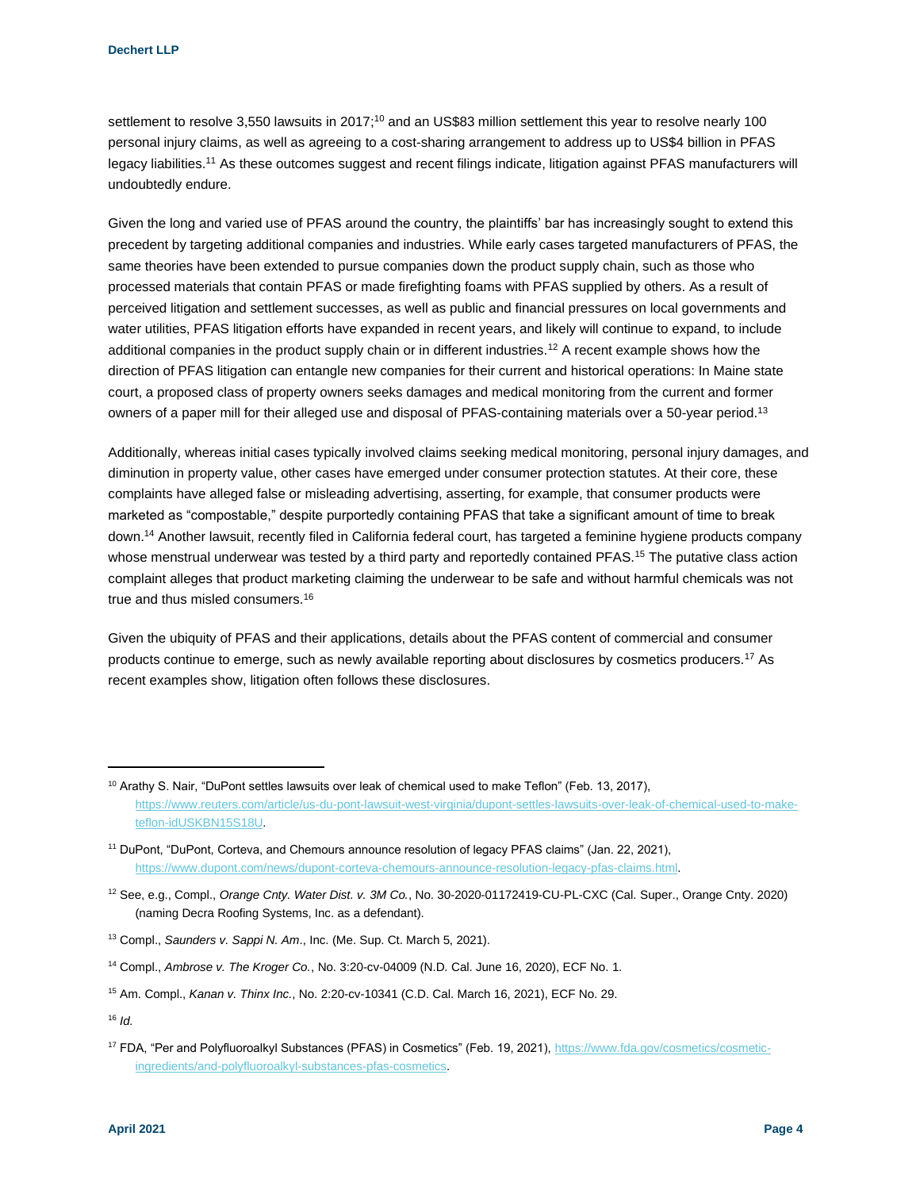settlement to resolve 3,550 lawsuits in 2017;[10] and an US$83 million settlement this year to resolve nearly 100 personal injury claims, as well as agreeing to a cost-sharing arrangement to address up to US$4 billion in PFAS legacy liabilities.[11] As these outcomes suggest and recent filings indicate, litigation against PFAS manufacturers will undoubtedly endure.

Given the long and varied use of PFAS around the country, the plaintiffs' bar has increasingly sought to extend this precedent by targeting additional companies and industries. While early cases targeted manufacturers of PFAS, the same theories have been extended to pursue companies down the product supply chain, such as those who processed materials that contain PFAS or made firefighting foams with PFAS supplied by others. As a result of perceived litigation and settlement successes, as well as public and financial pressures on local governments and water utilities, PFAS litigation efforts have expanded in recent years, and likely will continue to expand, to include additional companies in the product supply chain or in different industries.[12] A recent example shows how the direction of PFAS litigation can entangle new companies for their current and historical operations: In Maine state court, a proposed class of property owners seeks damages and medical monitoring from the current and former owners of a paper mill for their alleged use and disposal of PFAS-containing materials over a 50-year period.[13]

Additionally, whereas initial cases typically involved claims seeking medical monitoring, personal injury damages, and diminution in property value, other cases have emerged under consumer protection statutes. At their core, these complaints have alleged false or misleading advertising, asserting, for example, that consumer products were marketed as "compostable," despite purportedly containing PFAS that take a significant amount of time to break down.[14] Another lawsuit, recently filed in California federal court, has targeted a feminine hygiene products company whose menstrual underwear was tested by a third party and reportedly contained PFAS.[15] The putative class action complaint alleges that product marketing claiming the underwear to be safe and without harmful chemicals was not true and thus misled consumers.[16]

Given the ubiquity of PFAS and their applications, details about the PFAS content of commercial and consumer products continue to emerge, such as newly available reporting about disclosures by cosmetics producers.[17] As recent examples show, litigation often follows these disclosures.

---

[10] Arathy S. Nair, "DuPont settles lawsuits over leak of chemical used to make Teflon" (Feb. 13, 2017), https://www.reuters.com/article/us-du-pont-lawsuit-west-virginia/dupont-settles-lawsuits-over-leak-of-chemical-used-to-make-teflon-idUSKBN15S18U.

[11] DuPont, "DuPont, Corteva, and Chemours announce resolution of legacy PFAS claims" (Jan. 22, 2021), https://www.dupont.com/news/dupont-corteva-chemours-announce-resolution-legacy-pfas-claims.html.

[12] See, e.g., Compl., *Orange Cnty. Water Dist. v. 3M Co.*, No. 30-2020-01172419-CU-PL-CXC (Cal. Super., Orange Cnty. 2020) (naming Decra Roofing Systems, Inc. as a defendant).

[13] Compl., *Saunders v. Sappi N. Am*., Inc. (Me. Sup. Ct. March 5, 2021).

[14] Compl., *Ambrose v. The Kroger Co.*, No. 3:20-cv-04009 (N.D. Cal. June 16, 2020), ECF No. 1.

[15] Am. Compl., *Kanan v. Thinx Inc.*, No. 2:20-cv-10341 (C.D. Cal. March 16, 2021), ECF No. 29.

[16] *Id.*

[17] FDA, "Per and Polyfluoroalkyl Substances (PFAS) in Cosmetics" (Feb. 19, 2021), https://www.fda.gov/cosmetics/cosmetic-ingredients/and-polyfluoroalkyl-substances-pfas-cosmetics.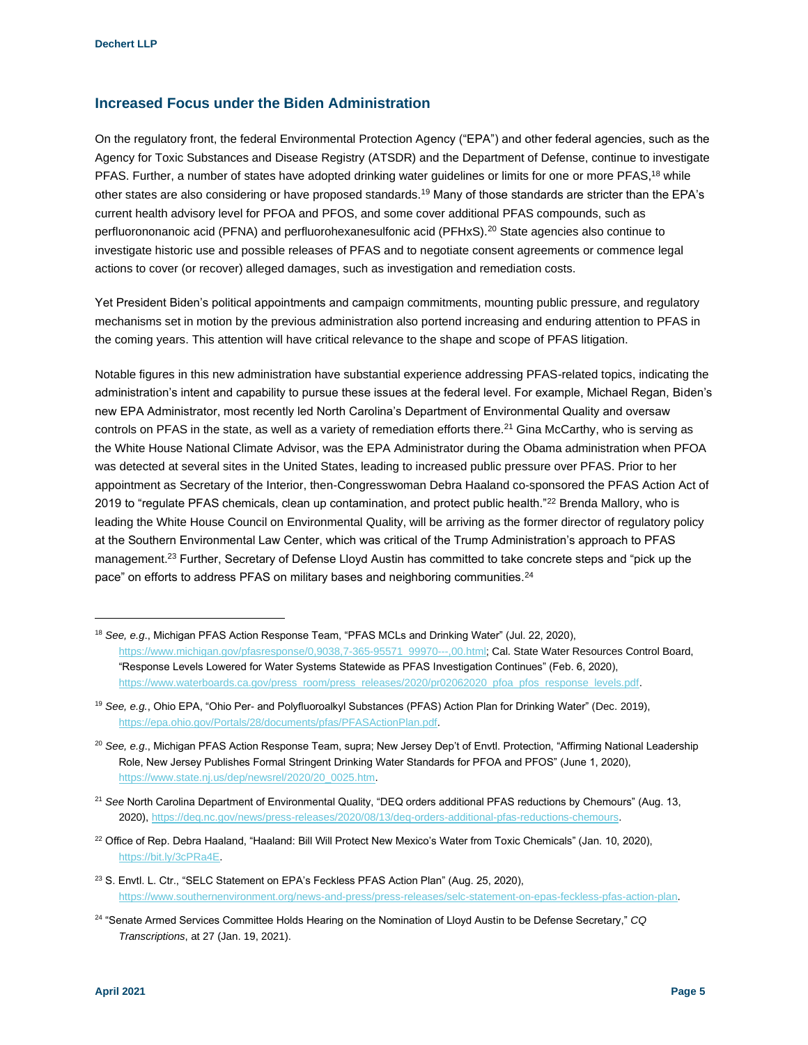## Increased Focus under the Biden Administration

On the regulatory front, the federal Environmental Protection Agency ("EPA") and other federal agencies, such as the Agency for Toxic Substances and Disease Registry (ATSDR) and the Department of Defense, continue to investigate PFAS. Further, a number of states have adopted drinking water guidelines or limits for one or more PFAS,[18] while other states are also considering or have proposed standards.[19] Many of those standards are stricter than the EPA's current health advisory level for PFOA and PFOS, and some cover additional PFAS compounds, such as perfluorononanoic acid (PFNA) and perfluorohexanesulfonic acid (PFHxS).[20] State agencies also continue to investigate historic use and possible releases of PFAS and to negotiate consent agreements or commence legal actions to cover (or recover) alleged damages, such as investigation and remediation costs.

Yet President Biden's political appointments and campaign commitments, mounting public pressure, and regulatory mechanisms set in motion by the previous administration also portend increasing and enduring attention to PFAS in the coming years. This attention will have critical relevance to the shape and scope of PFAS litigation.

Notable figures in this new administration have substantial experience addressing PFAS-related topics, indicating the administration's intent and capability to pursue these issues at the federal level. For example, Michael Regan, Biden's new EPA Administrator, most recently led North Carolina's Department of Environmental Quality and oversaw controls on PFAS in the state, as well as a variety of remediation efforts there.[21] Gina McCarthy, who is serving as the White House National Climate Advisor, was the EPA Administrator during the Obama administration when PFOA was detected at several sites in the United States, leading to increased public pressure over PFAS. Prior to her appointment as Secretary of the Interior, then-Congresswoman Debra Haaland co-sponsored the PFAS Action Act of 2019 to "regulate PFAS chemicals, clean up contamination, and protect public health."[22] Brenda Mallory, who is leading the White House Council on Environmental Quality, will be arriving as the former director of regulatory policy at the Southern Environmental Law Center, which was critical of the Trump Administration's approach to PFAS management.[23] Further, Secretary of Defense Lloyd Austin has committed to take concrete steps and "pick up the pace" on efforts to address PFAS on military bases and neighboring communities.[24]

---

[18] *See, e.g.*, Michigan PFAS Action Response Team, "PFAS MCLs and Drinking Water" (Jul. 22, 2020), https://www.michigan.gov/pfasresponse/0,9038,7-365-95571_99970---,00.html; Cal. State Water Resources Control Board, "Response Levels Lowered for Water Systems Statewide as PFAS Investigation Continues" (Feb. 6, 2020), https://www.waterboards.ca.gov/press_room/press_releases/2020/pr02062020_pfoa_pfos_response_levels.pdf.

[19] *See, e.g.*, Ohio EPA, "Ohio Per- and Polyfluoroalkyl Substances (PFAS) Action Plan for Drinking Water" (Dec. 2019), https://epa.ohio.gov/Portals/28/documents/pfas/PFASActionPlan.pdf.

[20] *See, e.g.*, Michigan PFAS Action Response Team, supra; New Jersey Dep't of Envtl. Protection, "Affirming National Leadership Role, New Jersey Publishes Formal Stringent Drinking Water Standards for PFOA and PFOS" (June 1, 2020), https://www.state.nj.us/dep/newsrel/2020/20_0025.htm.

[21] *See* North Carolina Department of Environmental Quality, "DEQ orders additional PFAS reductions by Chemours" (Aug. 13, 2020), https://deq.nc.gov/news/press-releases/2020/08/13/deq-orders-additional-pfas-reductions-chemours.

[22] Office of Rep. Debra Haaland, "Haaland: Bill Will Protect New Mexico's Water from Toxic Chemicals" (Jan. 10, 2020), https://bit.ly/3cPRa4E.

[23] S. Envtl. L. Ctr., "SELC Statement on EPA's Feckless PFAS Action Plan" (Aug. 25, 2020), https://www.southernenvironment.org/news-and-press/press-releases/selc-statement-on-epas-feckless-pfas-action-plan.

[24] "Senate Armed Services Committee Holds Hearing on the Nomination of Lloyd Austin to be Defense Secretary," *CQ Transcriptions*, at 27 (Jan. 19, 2021).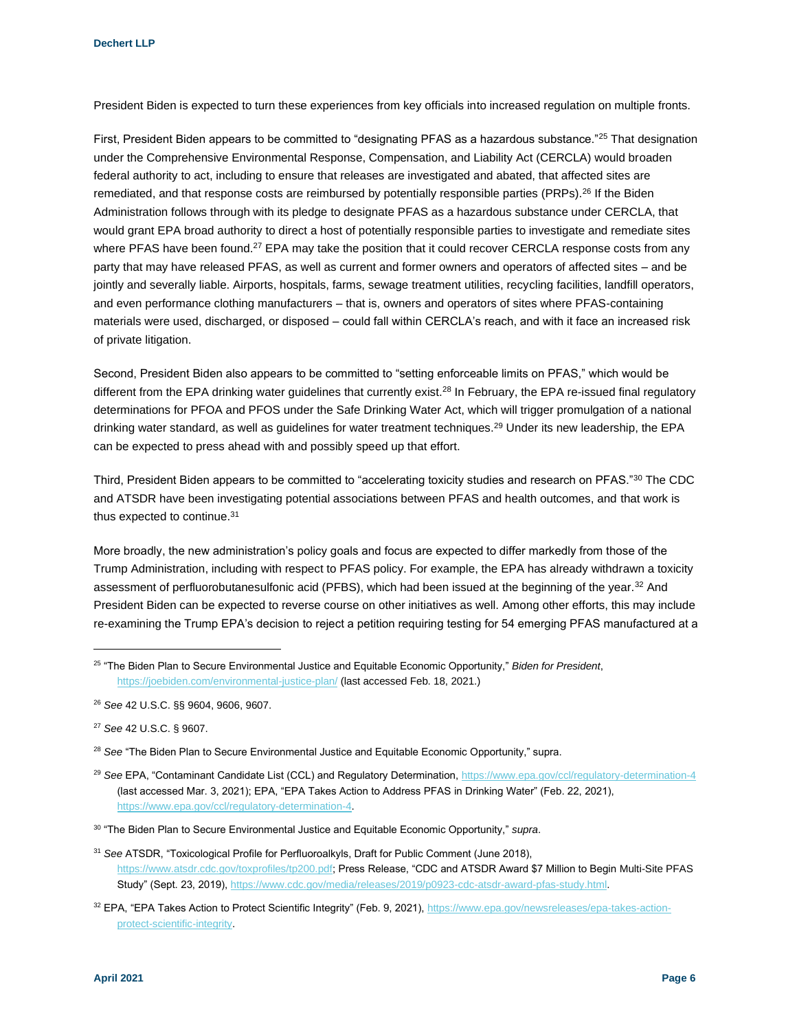President Biden is expected to turn these experiences from key officials into increased regulation on multiple fronts.

First, President Biden appears to be committed to "designating PFAS as a hazardous substance."[25] That designation under the Comprehensive Environmental Response, Compensation, and Liability Act (CERCLA) would broaden federal authority to act, including to ensure that releases are investigated and abated, that affected sites are remediated, and that response costs are reimbursed by potentially responsible parties (PRPs).[26] If the Biden Administration follows through with its pledge to designate PFAS as a hazardous substance under CERCLA, that would grant EPA broad authority to direct a host of potentially responsible parties to investigate and remediate sites where PFAS have been found.[27] EPA may take the position that it could recover CERCLA response costs from any party that may have released PFAS, as well as current and former owners and operators of affected sites – and be jointly and severally liable. Airports, hospitals, farms, sewage treatment utilities, recycling facilities, landfill operators, and even performance clothing manufacturers – that is, owners and operators of sites where PFAS-containing materials were used, discharged, or disposed – could fall within CERCLA's reach, and with it face an increased risk of private litigation.

Second, President Biden also appears to be committed to "setting enforceable limits on PFAS," which would be different from the EPA drinking water guidelines that currently exist.[28] In February, the EPA re-issued final regulatory determinations for PFOA and PFOS under the Safe Drinking Water Act, which will trigger promulgation of a national drinking water standard, as well as guidelines for water treatment techniques.[29] Under its new leadership, the EPA can be expected to press ahead with and possibly speed up that effort.

Third, President Biden appears to be committed to "accelerating toxicity studies and research on PFAS."[30] The CDC and ATSDR have been investigating potential associations between PFAS and health outcomes, and that work is thus expected to continue.[31]

More broadly, the new administration's policy goals and focus are expected to differ markedly from those of the Trump Administration, including with respect to PFAS policy. For example, the EPA has already withdrawn a toxicity assessment of perfluorobutanesulfonic acid (PFBS), which had been issued at the beginning of the year.[32] And President Biden can be expected to reverse course on other initiatives as well. Among other efforts, this may include re-examining the Trump EPA's decision to reject a petition requiring testing for 54 emerging PFAS manufactured at a

---

[25] "The Biden Plan to Secure Environmental Justice and Equitable Economic Opportunity," *Biden for President*, https://joebiden.com/environmental-justice-plan/ (last accessed Feb. 18, 2021.)

[26] *See* 42 U.S.C. §§ 9604, 9606, 9607.

[27] *See* 42 U.S.C. § 9607.

[28] *See* "The Biden Plan to Secure Environmental Justice and Equitable Economic Opportunity," supra.

[29] *See* EPA, "Contaminant Candidate List (CCL) and Regulatory Determination, https://www.epa.gov/ccl/regulatory-determination-4 (last accessed Mar. 3, 2021); EPA, "EPA Takes Action to Address PFAS in Drinking Water" (Feb. 22, 2021), https://www.epa.gov/ccl/regulatory-determination-4.

[30] "The Biden Plan to Secure Environmental Justice and Equitable Economic Opportunity," *supra*.

[31] *See* ATSDR, "Toxicological Profile for Perfluoroalkyls, Draft for Public Comment (June 2018), https://www.atsdr.cdc.gov/toxprofiles/tp200.pdf; Press Release, "CDC and ATSDR Award $7 Million to Begin Multi-Site PFAS Study" (Sept. 23, 2019), https://www.cdc.gov/media/releases/2019/p0923-cdc-atsdr-award-pfas-study.html.

[32] EPA, "EPA Takes Action to Protect Scientific Integrity" (Feb. 9, 2021), https://www.epa.gov/newsreleases/epa-takes-action-protect-scientific-integrity.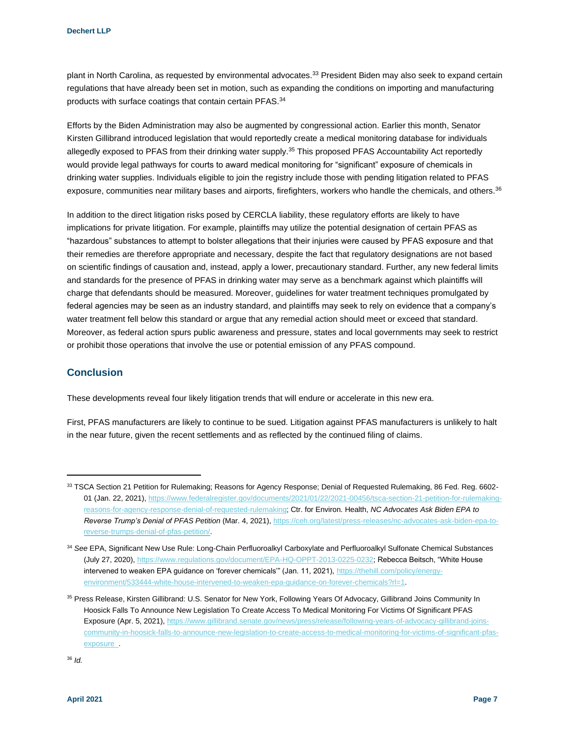plant in North Carolina, as requested by environmental advocates.[33] President Biden may also seek to expand certain regulations that have already been set in motion, such as expanding the conditions on importing and manufacturing products with surface coatings that contain certain PFAS.[34]

Efforts by the Biden Administration may also be augmented by congressional action. Earlier this month, Senator Kirsten Gillibrand introduced legislation that would reportedly create a medical monitoring database for individuals allegedly exposed to PFAS from their drinking water supply.[35] This proposed PFAS Accountability Act reportedly would provide legal pathways for courts to award medical monitoring for "significant" exposure of chemicals in drinking water supplies. Individuals eligible to join the registry include those with pending litigation related to PFAS exposure, communities near military bases and airports, firefighters, workers who handle the chemicals, and others.[36]

In addition to the direct litigation risks posed by CERCLA liability, these regulatory efforts are likely to have implications for private litigation. For example, plaintiffs may utilize the potential designation of certain PFAS as "hazardous" substances to attempt to bolster allegations that their injuries were caused by PFAS exposure and that their remedies are therefore appropriate and necessary, despite the fact that regulatory designations are not based on scientific findings of causation and, instead, apply a lower, precautionary standard. Further, any new federal limits and standards for the presence of PFAS in drinking water may serve as a benchmark against which plaintiffs will charge that defendants should be measured. Moreover, guidelines for water treatment techniques promulgated by federal agencies may be seen as an industry standard, and plaintiffs may seek to rely on evidence that a company's water treatment fell below this standard or argue that any remedial action should meet or exceed that standard. Moreover, as federal action spurs public awareness and pressure, states and local governments may seek to restrict or prohibit those operations that involve the use or potential emission of any PFAS compound.

## Conclusion

These developments reveal four likely litigation trends that will endure or accelerate in this new era.

First, PFAS manufacturers are likely to continue to be sued. Litigation against PFAS manufacturers is unlikely to halt in the near future, given the recent settlements and as reflected by the continued filing of claims.

---

[33] TSCA Section 21 Petition for Rulemaking; Reasons for Agency Response; Denial of Requested Rulemaking, 86 Fed. Reg. 6602-01 (Jan. 22, 2021), https://www.federalregister.gov/documents/2021/01/22/2021-00456/tsca-section-21-petition-for-rulemaking-reasons-for-agency-response-denial-of-requested-rulemaking; Ctr. for Environ. Health, *NC Advocates Ask Biden EPA to Reverse Trump's Denial of PFAS Petition* (Mar. 4, 2021), https://ceh.org/latest/press-releases/nc-advocates-ask-biden-epa-to-reverse-trumps-denial-of-pfas-petition/.

[34] *See* EPA, Significant New Use Rule: Long-Chain Perfluoroalkyl Carboxylate and Perfluoroalkyl Sulfonate Chemical Substances (July 27, 2020), https://www.regulations.gov/document/EPA-HQ-OPPT-2013-0225-0232; Rebecca Beitsch, "White House intervened to weaken EPA guidance on 'forever chemicals'" (Jan. 11, 2021), https://thehill.com/policy/energy-environment/533444-white-house-intervened-to-weaken-epa-guidance-on-forever-chemicals?rl=1.

[35] Press Release, Kirsten Gillibrand: U.S. Senator for New York, Following Years Of Advocacy, Gillibrand Joins Community In Hoosick Falls To Announce New Legislation To Create Access To Medical Monitoring For Victims Of Significant PFAS Exposure (Apr. 5, 2021), https://www.gillibrand.senate.gov/news/press/release/following-years-of-advocacy-gillibrand-joins-community-in-hoosick-falls-to-announce-new-legislation-to-create-access-to-medical-monitoring-for-victims-of-significant-pfas-exposure .

[36] *Id.*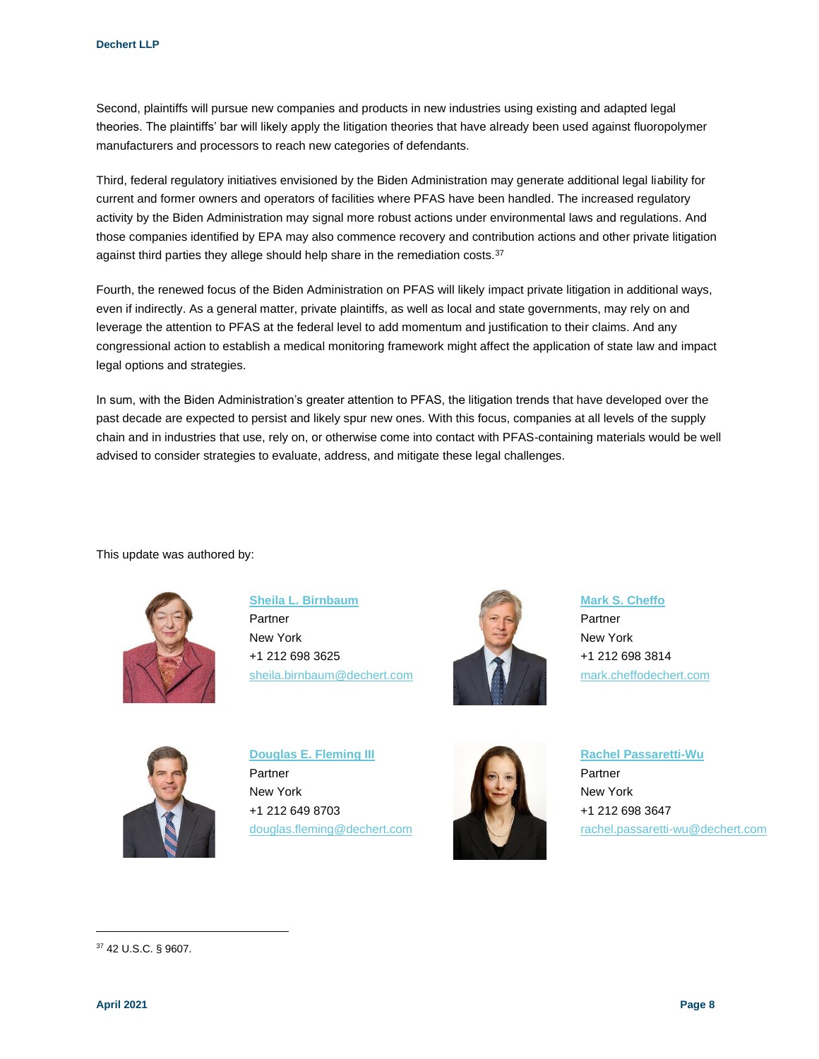Second, plaintiffs will pursue new companies and products in new industries using existing and adapted legal theories. The plaintiffs' bar will likely apply the litigation theories that have already been used against fluoropolymer manufacturers and processors to reach new categories of defendants.

Third, federal regulatory initiatives envisioned by the Biden Administration may generate additional legal liability for current and former owners and operators of facilities where PFAS have been handled. The increased regulatory activity by the Biden Administration may signal more robust actions under environmental laws and regulations. And those companies identified by EPA may also commence recovery and contribution actions and other private litigation against third parties they allege should help share in the remediation costs.[37]

Fourth, the renewed focus of the Biden Administration on PFAS will likely impact private litigation in additional ways, even if indirectly. As a general matter, private plaintiffs, as well as local and state governments, may rely on and leverage the attention to PFAS at the federal level to add momentum and justification to their claims. And any congressional action to establish a medical monitoring framework might affect the application of state law and impact legal options and strategies.

In sum, with the Biden Administration's greater attention to PFAS, the litigation trends that have developed over the past decade are expected to persist and likely spur new ones. With this focus, companies at all levels of the supply chain and in industries that use, rely on, or otherwise come into contact with PFAS-containing materials would be well advised to consider strategies to evaluate, address, and mitigate these legal challenges.

This update was authored by:

**Sheila L. Birnbaum**
Partner
New York
+1 212 698 3625
sheila.birnbaum@dechert.com

**Mark S. Cheffo**
Partner
New York
+1 212 698 3814
mark.cheffodechert.com

**Douglas E. Fleming III**
Partner
New York
+1 212 649 8703
douglas.fleming@dechert.com

**Rachel Passaretti-Wu**
Partner
New York
+1 212 698 3647
rachel.passaretti-wu@dechert.com

---

[37] 42 U.S.C. § 9607.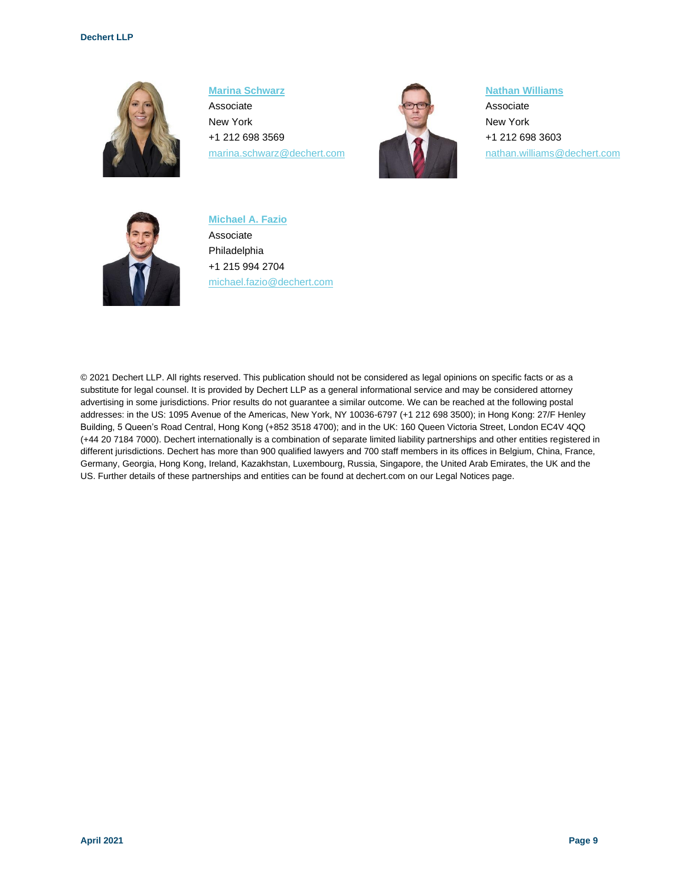**Marina Schwarz**
Associate
New York
+1 212 698 3569
marina.schwarz@dechert.com

**Nathan Williams**
Associate
New York
+1 212 698 3603
nathan.williams@dechert.com

**Michael A. Fazio**
Associate
Philadelphia
+1 215 994 2704
michael.fazio@dechert.com

© 2021 Dechert LLP. All rights reserved. This publication should not be considered as legal opinions on specific facts or as a substitute for legal counsel. It is provided by Dechert LLP as a general informational service and may be considered attorney advertising in some jurisdictions. Prior results do not guarantee a similar outcome. We can be reached at the following postal addresses: in the US: 1095 Avenue of the Americas, New York, NY 10036-6797 (+1 212 698 3500); in Hong Kong: 27/F Henley Building, 5 Queen's Road Central, Hong Kong (+852 3518 4700); and in the UK: 160 Queen Victoria Street, London EC4V 4QQ (+44 20 7184 7000). Dechert internationally is a combination of separate limited liability partnerships and other entities registered in different jurisdictions. Dechert has more than 900 qualified lawyers and 700 staff members in its offices in Belgium, China, France, Germany, Georgia, Hong Kong, Ireland, Kazakhstan, Luxembourg, Russia, Singapore, the United Arab Emirates, the UK and the US. Further details of these partnerships and entities can be found at dechert.com on our Legal Notices page.